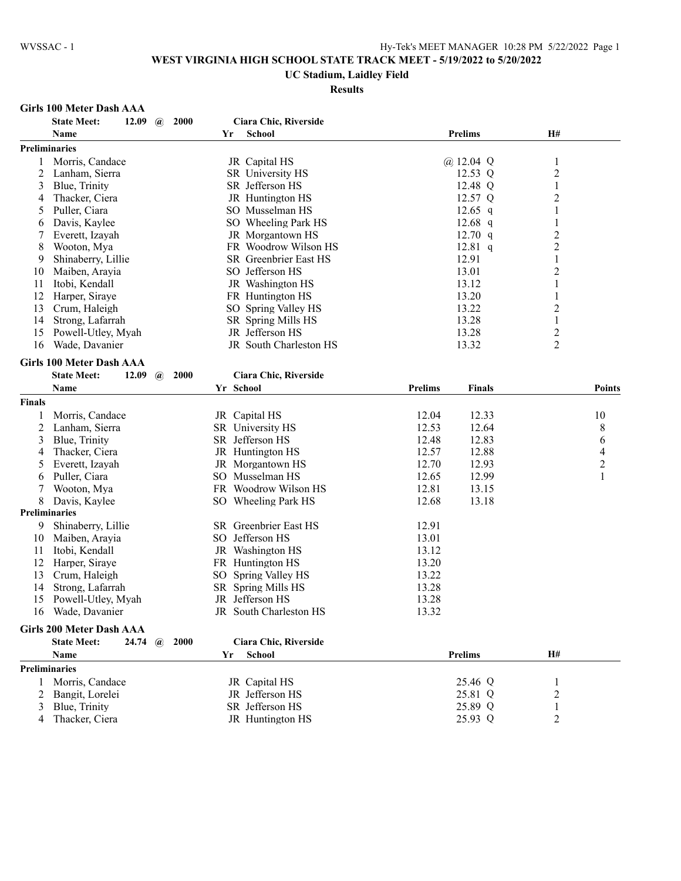# WEST VIRGINIA HIGH SCHOOL STATE TRACK MEET - 5/19/2022 to 5/20/2022

## UC Stadium, Laidley Field

### Results

**Girls 100 Meter Dash AAA**

State Meet: 12.09 @ 2000 Ciara Chic, Riverside

| | Name | Yr | School | Prelims | H# |
|---|---|---|---|---|---|
| **Preliminaries** | | | | | |
| 1 | Morris, Candace | JR | Capital HS | @ 12.04 Q | 1 |
| 2 | Lanham, Sierra | SR | University HS | 12.53 Q | 2 |
| 3 | Blue, Trinity | SR | Jefferson HS | 12.48 Q | 1 |
| 4 | Thacker, Ciera | JR | Huntington HS | 12.57 Q | 2 |
| 5 | Puller, Ciara | SO | Musselman HS | 12.65 q | 1 |
| 6 | Davis, Kaylee | SO | Wheeling Park HS | 12.68 q | 1 |
| 7 | Everett, Izayah | JR | Morgantown HS | 12.70 q | 2 |
| 8 | Wooton, Mya | FR | Woodrow Wilson HS | 12.81 q | 2 |
| 9 | Shinaberry, Lillie | SR | Greenbrier East HS | 12.91 | 1 |
| 10 | Maiben, Arayia | SO | Jefferson HS | 13.01 | 2 |
| 11 | Itobi, Kendall | JR | Washington HS | 13.12 | 1 |
| 12 | Harper, Siraye | FR | Huntington HS | 13.20 | 1 |
| 13 | Crum, Haleigh | SO | Spring Valley HS | 13.22 | 2 |
| 14 | Strong, Lafarrah | SR | Spring Mills HS | 13.28 | 1 |
| 15 | Powell-Utley, Myah | JR | Jefferson HS | 13.28 | 2 |
| 16 | Wade, Davanier | JR | South Charleston HS | 13.32 | 2 |

**Girls 100 Meter Dash AAA**

State Meet: 12.09 @ 2000 Ciara Chic, Riverside

| | Name | Yr | School | Prelims | Finals | Points |
|---|---|---|---|---|---|---|
| **Finals** | | | | | | |
| 1 | Morris, Candace | JR | Capital HS | 12.04 | 12.33 | 10 |
| 2 | Lanham, Sierra | SR | University HS | 12.53 | 12.64 | 8 |
| 3 | Blue, Trinity | SR | Jefferson HS | 12.48 | 12.83 | 6 |
| 4 | Thacker, Ciera | JR | Huntington HS | 12.57 | 12.88 | 4 |
| 5 | Everett, Izayah | JR | Morgantown HS | 12.70 | 12.93 | 2 |
| 6 | Puller, Ciara | SO | Musselman HS | 12.65 | 12.99 | 1 |
| 7 | Wooton, Mya | FR | Woodrow Wilson HS | 12.81 | 13.15 | |
| 8 | Davis, Kaylee | SO | Wheeling Park HS | 12.68 | 13.18 | |
| **Preliminaries** | | | | | | |
| 9 | Shinaberry, Lillie | SR | Greenbrier East HS | 12.91 | | |
| 10 | Maiben, Arayia | SO | Jefferson HS | 13.01 | | |
| 11 | Itobi, Kendall | JR | Washington HS | 13.12 | | |
| 12 | Harper, Siraye | FR | Huntington HS | 13.20 | | |
| 13 | Crum, Haleigh | SO | Spring Valley HS | 13.22 | | |
| 14 | Strong, Lafarrah | SR | Spring Mills HS | 13.28 | | |
| 15 | Powell-Utley, Myah | JR | Jefferson HS | 13.28 | | |
| 16 | Wade, Davanier | JR | South Charleston HS | 13.32 | | |

**Girls 200 Meter Dash AAA**

State Meet: 24.74 @ 2000 Ciara Chic, Riverside

| | Name | Yr | School | Prelims | H# |
|---|---|---|---|---|---|
| **Preliminaries** | | | | | |
| 1 | Morris, Candace | JR | Capital HS | 25.46 Q | 1 |
| 2 | Bangit, Lorelei | JR | Jefferson HS | 25.81 Q | 2 |
| 3 | Blue, Trinity | SR | Jefferson HS | 25.89 Q | 1 |
| 4 | Thacker, Ciera | JR | Huntington HS | 25.93 Q | 2 |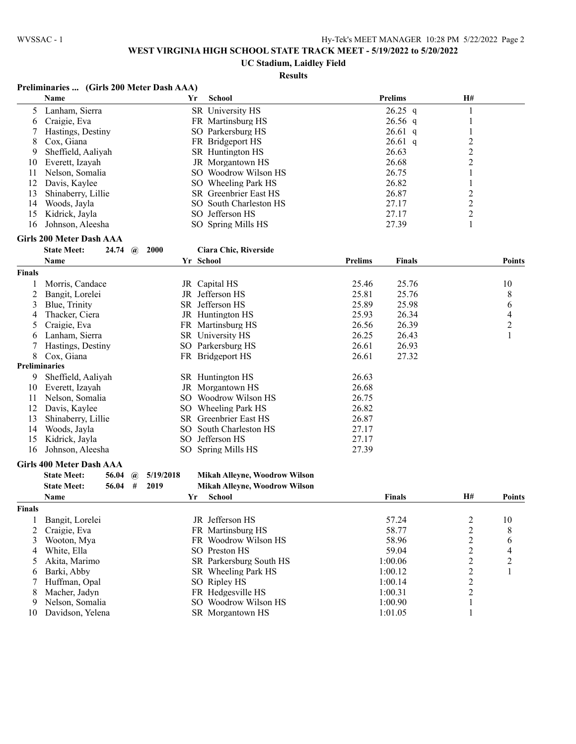# WEST VIRGINIA HIGH SCHOOL STATE TRACK MEET - 5/19/2022 to 5/20/2022

## UC Stadium, Laidley Field

### Results

**Preliminaries ... (Girls 200 Meter Dash AAA)**

| | Name | Yr | School | Prelims | H# |
|---|---|---|---|---|---|
| 5 | Lanham, Sierra | SR | University HS | 26.25 q | 1 |
| 6 | Craigie, Eva | FR | Martinsburg HS | 26.56 q | 1 |
| 7 | Hastings, Destiny | SO | Parkersburg HS | 26.61 q | 1 |
| 8 | Cox, Giana | FR | Bridgeport HS | 26.61 q | 2 |
| 9 | Sheffield, Aaliyah | SR | Huntington HS | 26.63 | 2 |
| 10 | Everett, Izayah | JR | Morgantown HS | 26.68 | 2 |
| 11 | Nelson, Somalia | SO | Woodrow Wilson HS | 26.75 | 1 |
| 12 | Davis, Kaylee | SO | Wheeling Park HS | 26.82 | 1 |
| 13 | Shinaberry, Lillie | SR | Greenbrier East HS | 26.87 | 2 |
| 14 | Woods, Jayla | SO | South Charleston HS | 27.17 | 2 |
| 15 | Kidrick, Jayla | SO | Jefferson HS | 27.17 | 2 |
| 16 | Johnson, Aleesha | SO | Spring Mills HS | 27.39 | 1 |

**Girls 200 Meter Dash AAA**

State Meet: 24.74 @ 2000 Ciara Chic, Riverside

| | Name | Yr | School | Prelims | Finals | Points |
|---|---|---|---|---|---|---|
| **Finals** | | | | | | |
| 1 | Morris, Candace | JR | Capital HS | 25.46 | 25.76 | 10 |
| 2 | Bangit, Lorelei | JR | Jefferson HS | 25.81 | 25.76 | 8 |
| 3 | Blue, Trinity | SR | Jefferson HS | 25.89 | 25.98 | 6 |
| 4 | Thacker, Ciera | JR | Huntington HS | 25.93 | 26.34 | 4 |
| 5 | Craigie, Eva | FR | Martinsburg HS | 26.56 | 26.39 | 2 |
| 6 | Lanham, Sierra | SR | University HS | 26.25 | 26.43 | 1 |
| 7 | Hastings, Destiny | SO | Parkersburg HS | 26.61 | 26.93 | |
| 8 | Cox, Giana | FR | Bridgeport HS | 26.61 | 27.32 | |
| **Preliminaries** | | | | | | |
| 9 | Sheffield, Aaliyah | SR | Huntington HS | 26.63 | | |
| 10 | Everett, Izayah | JR | Morgantown HS | 26.68 | | |
| 11 | Nelson, Somalia | SO | Woodrow Wilson HS | 26.75 | | |
| 12 | Davis, Kaylee | SO | Wheeling Park HS | 26.82 | | |
| 13 | Shinaberry, Lillie | SR | Greenbrier East HS | 26.87 | | |
| 14 | Woods, Jayla | SO | South Charleston HS | 27.17 | | |
| 15 | Kidrick, Jayla | SO | Jefferson HS | 27.17 | | |
| 16 | Johnson, Aleesha | SO | Spring Mills HS | 27.39 | | |

**Girls 400 Meter Dash AAA**

State Meet: 56.04 @ 5/19/2018 Mikah Alleyne, Woodrow Wilson
State Meet: 56.04 # 2019 Mikah Alleyne, Woodrow Wilson

| | Name | Yr | School | Finals | H# | Points |
|---|---|---|---|---|---|---|
| **Finals** | | | | | | |
| 1 | Bangit, Lorelei | JR | Jefferson HS | 57.24 | 2 | 10 |
| 2 | Craigie, Eva | FR | Martinsburg HS | 58.77 | 2 | 8 |
| 3 | Wooton, Mya | FR | Woodrow Wilson HS | 58.96 | 2 | 6 |
| 4 | White, Ella | SO | Preston HS | 59.04 | 2 | 4 |
| 5 | Akita, Marimo | SR | Parkersburg South HS | 1:00.06 | 2 | 2 |
| 6 | Barki, Abby | SR | Wheeling Park HS | 1:00.12 | 2 | 1 |
| 7 | Huffman, Opal | SO | Ripley HS | 1:00.14 | 2 | |
| 8 | Macher, Jadyn | FR | Hedgesville HS | 1:00.31 | 2 | |
| 9 | Nelson, Somalia | SO | Woodrow Wilson HS | 1:00.90 | 1 | |
| 10 | Davidson, Yelena | SR | Morgantown HS | 1:01.05 | 1 | |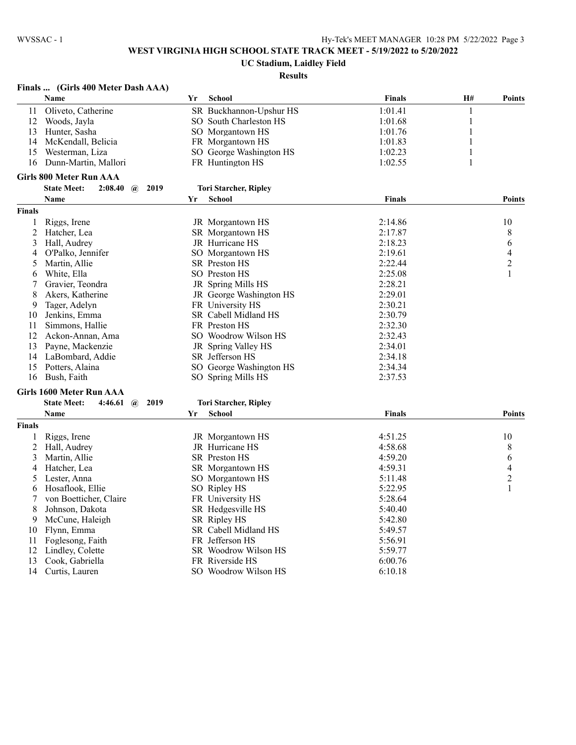**WEST VIRGINIA HIGH SCHOOL STATE TRACK MEET - 5/19/2022 to 5/20/2022**

**UC Stadium, Laidley Field**

**Results**

### Finals ... (Girls 400 Meter Dash AAA)

| | Name | Yr | School | Finals | H# | Points |
|---|---|---|---|---|---|---|
| 11 | Oliveto, Catherine | SR | Buckhannon-Upshur HS | 1:01.41 | 1 | |
| 12 | Woods, Jayla | SO | South Charleston HS | 1:01.68 | 1 | |
| 13 | Hunter, Sasha | SO | Morgantown HS | 1:01.76 | 1 | |
| 14 | McKendall, Belicia | FR | Morgantown HS | 1:01.83 | 1 | |
| 15 | Westerman, Liza | SO | George Washington HS | 1:02.23 | 1 | |
| 16 | Dunn-Martin, Mallori | FR | Huntington HS | 1:02.55 | 1 | |

### Girls 800 Meter Run AAA

**State Meet: 2:08.40 @ 2019 Tori Starcher, Ripley**

**Finals**

| | Name | Yr | School | Finals | Points |
|---|---|---|---|---|---|
| 1 | Riggs, Irene | JR | Morgantown HS | 2:14.86 | 10 |
| 2 | Hatcher, Lea | SR | Morgantown HS | 2:17.87 | 8 |
| 3 | Hall, Audrey | JR | Hurricane HS | 2:18.23 | 6 |
| 4 | O'Palko, Jennifer | SO | Morgantown HS | 2:19.61 | 4 |
| 5 | Martin, Allie | SR | Preston HS | 2:22.44 | 2 |
| 6 | White, Ella | SO | Preston HS | 2:25.08 | 1 |
| 7 | Gravier, Teondra | JR | Spring Mills HS | 2:28.21 | |
| 8 | Akers, Katherine | JR | George Washington HS | 2:29.01 | |
| 9 | Tager, Adelyn | FR | University HS | 2:30.21 | |
| 10 | Jenkins, Emma | SR | Cabell Midland HS | 2:30.79 | |
| 11 | Simmons, Hallie | FR | Preston HS | 2:32.30 | |
| 12 | Ackon-Annan, Ama | SO | Woodrow Wilson HS | 2:32.43 | |
| 13 | Payne, Mackenzie | JR | Spring Valley HS | 2:34.01 | |
| 14 | LaBombard, Addie | SR | Jefferson HS | 2:34.18 | |
| 15 | Potters, Alaina | SO | George Washington HS | 2:34.34 | |
| 16 | Bush, Faith | SO | Spring Mills HS | 2:37.53 | |

### Girls 1600 Meter Run AAA

**State Meet: 4:46.61 @ 2019 Tori Starcher, Ripley**

**Finals**

| | Name | Yr | School | Finals | Points |
|---|---|---|---|---|---|
| 1 | Riggs, Irene | JR | Morgantown HS | 4:51.25 | 10 |
| 2 | Hall, Audrey | JR | Hurricane HS | 4:58.68 | 8 |
| 3 | Martin, Allie | SR | Preston HS | 4:59.20 | 6 |
| 4 | Hatcher, Lea | SR | Morgantown HS | 4:59.31 | 4 |
| 5 | Lester, Anna | SO | Morgantown HS | 5:11.48 | 2 |
| 6 | Hosaflook, Ellie | SO | Ripley HS | 5:22.95 | 1 |
| 7 | von Boetticher, Claire | FR | University HS | 5:28.64 | |
| 8 | Johnson, Dakota | SR | Hedgesville HS | 5:40.40 | |
| 9 | McCune, Haleigh | SR | Ripley HS | 5:42.80 | |
| 10 | Flynn, Emma | SR | Cabell Midland HS | 5:49.57 | |
| 11 | Foglesong, Faith | FR | Jefferson HS | 5:56.91 | |
| 12 | Lindley, Colette | SR | Woodrow Wilson HS | 5:59.77 | |
| 13 | Cook, Gabriella | FR | Riverside HS | 6:00.76 | |
| 14 | Curtis, Lauren | SO | Woodrow Wilson HS | 6:10.18 | |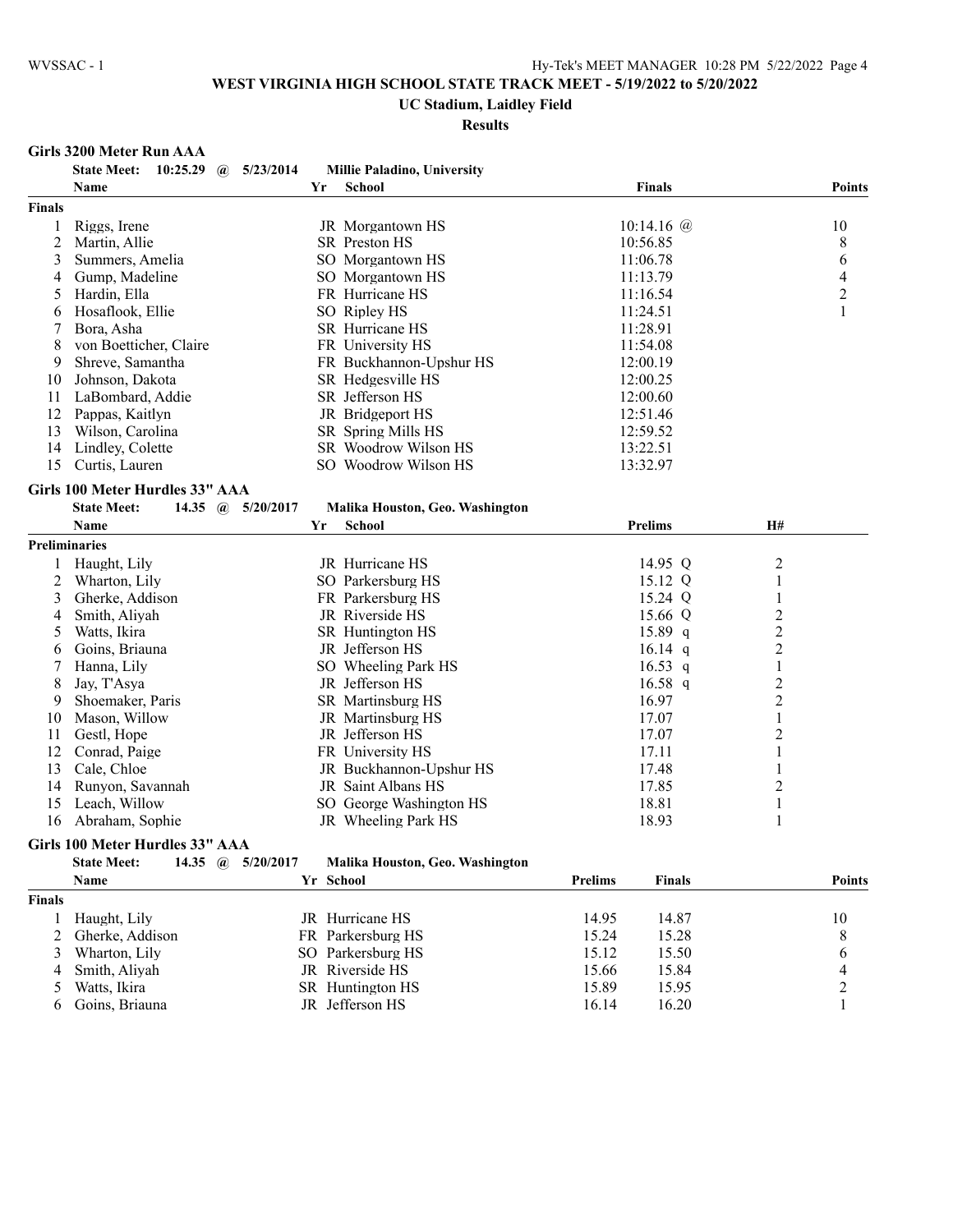**WEST VIRGINIA HIGH SCHOOL STATE TRACK MEET - 5/19/2022 to 5/20/2022**

**UC Stadium, Laidley Field**

**Results**

### Girls 3200 Meter Run AAA

**State Meet: 10:25.29 @ 5/23/2014 Millie Paladino, University**

| | Name | Yr | School | Finals | Points |
|---|---|---|---|---|---|
| **Finals** | | | | | |
| 1 | Riggs, Irene | JR | Morgantown HS | 10:14.16 @ | 10 |
| 2 | Martin, Allie | SR | Preston HS | 10:56.85 | 8 |
| 3 | Summers, Amelia | SO | Morgantown HS | 11:06.78 | 6 |
| 4 | Gump, Madeline | SO | Morgantown HS | 11:13.79 | 4 |
| 5 | Hardin, Ella | FR | Hurricane HS | 11:16.54 | 2 |
| 6 | Hosaflook, Ellie | SO | Ripley HS | 11:24.51 | 1 |
| 7 | Bora, Asha | SR | Hurricane HS | 11:28.91 | |
| 8 | von Boetticher, Claire | FR | University HS | 11:54.08 | |
| 9 | Shreve, Samantha | FR | Buckhannon-Upshur HS | 12:00.19 | |
| 10 | Johnson, Dakota | SR | Hedgesville HS | 12:00.25 | |
| 11 | LaBombard, Addie | SR | Jefferson HS | 12:00.60 | |
| 12 | Pappas, Kaitlyn | JR | Bridgeport HS | 12:51.46 | |
| 13 | Wilson, Carolina | SR | Spring Mills HS | 12:59.52 | |
| 14 | Lindley, Colette | SR | Woodrow Wilson HS | 13:22.51 | |
| 15 | Curtis, Lauren | SO | Woodrow Wilson HS | 13:32.97 | |

### Girls 100 Meter Hurdles 33" AAA

**State Meet: 14.35 @ 5/20/2017 Malika Houston, Geo. Washington**

| | Name | Yr | School | Prelims | H# |
|---|---|---|---|---|---|
| **Preliminaries** | | | | | |
| 1 | Haught, Lily | JR | Hurricane HS | 14.95 Q | 2 |
| 2 | Wharton, Lily | SO | Parkersburg HS | 15.12 Q | 1 |
| 3 | Gherke, Addison | FR | Parkersburg HS | 15.24 Q | 1 |
| 4 | Smith, Aliyah | JR | Riverside HS | 15.66 Q | 2 |
| 5 | Watts, Ikira | SR | Huntington HS | 15.89 q | 2 |
| 6 | Goins, Briauna | JR | Jefferson HS | 16.14 q | 2 |
| 7 | Hanna, Lily | SO | Wheeling Park HS | 16.53 q | 1 |
| 8 | Jay, T'Asya | JR | Jefferson HS | 16.58 q | 2 |
| 9 | Shoemaker, Paris | SR | Martinsburg HS | 16.97 | 2 |
| 10 | Mason, Willow | JR | Martinsburg HS | 17.07 | 1 |
| 11 | Gestl, Hope | JR | Jefferson HS | 17.07 | 2 |
| 12 | Conrad, Paige | FR | University HS | 17.11 | 1 |
| 13 | Cale, Chloe | JR | Buckhannon-Upshur HS | 17.48 | 1 |
| 14 | Runyon, Savannah | JR | Saint Albans HS | 17.85 | 2 |
| 15 | Leach, Willow | SO | George Washington HS | 18.81 | 1 |
| 16 | Abraham, Sophie | JR | Wheeling Park HS | 18.93 | 1 |

### Girls 100 Meter Hurdles 33" AAA

**State Meet: 14.35 @ 5/20/2017 Malika Houston, Geo. Washington**

| | Name | Yr | School | Prelims | Finals | Points |
|---|---|---|---|---|---|---|
| **Finals** | | | | | | |
| 1 | Haught, Lily | JR | Hurricane HS | 14.95 | 14.87 | 10 |
| 2 | Gherke, Addison | FR | Parkersburg HS | 15.24 | 15.28 | 8 |
| 3 | Wharton, Lily | SO | Parkersburg HS | 15.12 | 15.50 | 6 |
| 4 | Smith, Aliyah | JR | Riverside HS | 15.66 | 15.84 | 4 |
| 5 | Watts, Ikira | SR | Huntington HS | 15.89 | 15.95 | 2 |
| 6 | Goins, Briauna | JR | Jefferson HS | 16.14 | 16.20 | 1 |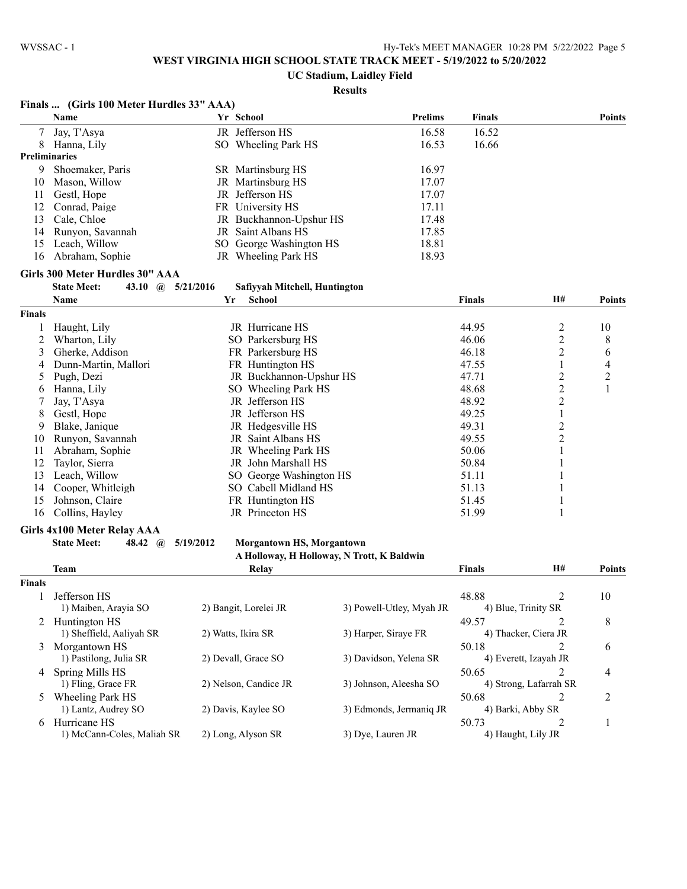# WEST VIRGINIA HIGH SCHOOL STATE TRACK MEET - 5/19/2022 to 5/20/2022

**UC Stadium, Laidley Field**

**Results**

### Finals ... (Girls 100 Meter Hurdles 33" AAA)

| | Name | Yr | School | Prelims | Finals | Points |
|---|---|---|---|---|---|---|
| 7 | Jay, T'Asya | JR | Jefferson HS | 16.58 | 16.52 | |
| 8 | Hanna, Lily | SO | Wheeling Park HS | 16.53 | 16.66 | |
| **Preliminaries** | | | | | | |
| 9 | Shoemaker, Paris | SR | Martinsburg HS | 16.97 | | |
| 10 | Mason, Willow | JR | Martinsburg HS | 17.07 | | |
| 11 | Gestl, Hope | JR | Jefferson HS | 17.07 | | |
| 12 | Conrad, Paige | FR | University HS | 17.11 | | |
| 13 | Cale, Chloe | JR | Buckhannon-Upshur HS | 17.48 | | |
| 14 | Runyon, Savannah | JR | Saint Albans HS | 17.85 | | |
| 15 | Leach, Willow | SO | George Washington HS | 18.81 | | |
| 16 | Abraham, Sophie | JR | Wheeling Park HS | 18.93 | | |

### Girls 300 Meter Hurdles 30" AAA

**State Meet:** 43.10 @ 5/21/2016 — Safiyyah Mitchell, Huntington

| | Name | Yr | School | Finals | H# | Points |
|---|---|---|---|---|---|---|
| **Finals** | | | | | | |
| 1 | Haught, Lily | JR | Hurricane HS | 44.95 | 2 | 10 |
| 2 | Wharton, Lily | SO | Parkersburg HS | 46.06 | 2 | 8 |
| 3 | Gherke, Addison | FR | Parkersburg HS | 46.18 | 2 | 6 |
| 4 | Dunn-Martin, Mallori | FR | Huntington HS | 47.55 | 1 | 4 |
| 5 | Pugh, Dezi | JR | Buckhannon-Upshur HS | 47.71 | 2 | 2 |
| 6 | Hanna, Lily | SO | Wheeling Park HS | 48.68 | 2 | 1 |
| 7 | Jay, T'Asya | JR | Jefferson HS | 48.92 | 2 | |
| 8 | Gestl, Hope | JR | Jefferson HS | 49.25 | 1 | |
| 9 | Blake, Janique | JR | Hedgesville HS | 49.31 | 2 | |
| 10 | Runyon, Savannah | JR | Saint Albans HS | 49.55 | 2 | |
| 11 | Abraham, Sophie | JR | Wheeling Park HS | 50.06 | 1 | |
| 12 | Taylor, Sierra | JR | John Marshall HS | 50.84 | 1 | |
| 13 | Leach, Willow | SO | George Washington HS | 51.11 | 1 | |
| 14 | Cooper, Whitleigh | SO | Cabell Midland HS | 51.13 | 1 | |
| 15 | Johnson, Claire | FR | Huntington HS | 51.45 | 1 | |
| 16 | Collins, Hayley | JR | Princeton HS | 51.99 | 1 | |

### Girls 4x100 Meter Relay AAA

**State Meet:** 48.42 @ 5/19/2012 — Morgantown HS, Morgantown — A Holloway, H Holloway, N Trott, K Baldwin

| | Team | Relay | | | Finals | H# | Points |
|---|---|---|---|---|---|---|---|
| **Finals** | | | | | | | |
| 1 | Jefferson HS | | | | 48.88 | 2 | 10 |
| | 1) Maiben, Arayia SO | 2) Bangit, Lorelei JR | 3) Powell-Utley, Myah JR | 4) Blue, Trinity SR | | | |
| 2 | Huntington HS | | | | 49.57 | 2 | 8 |
| | 1) Sheffield, Aaliyah SR | 2) Watts, Ikira SR | 3) Harper, Siraye FR | 4) Thacker, Ciera JR | | | |
| 3 | Morgantown HS | | | | 50.18 | 2 | 6 |
| | 1) Pastilong, Julia SR | 2) Devall, Grace SO | 3) Davidson, Yelena SR | 4) Everett, Izayah JR | | | |
| 4 | Spring Mills HS | | | | 50.65 | 2 | 4 |
| | 1) Fling, Grace FR | 2) Nelson, Candice JR | 3) Johnson, Aleesha SO | 4) Strong, Lafarrah SR | | | |
| 5 | Wheeling Park HS | | | | 50.68 | 2 | 2 |
| | 1) Lantz, Audrey SO | 2) Davis, Kaylee SO | 3) Edmonds, Jermaniq JR | 4) Barki, Abby SR | | | |
| 6 | Hurricane HS | | | | 50.73 | 2 | 1 |
| | 1) McCann-Coles, Maliah SR | 2) Long, Alyson SR | 3) Dye, Lauren JR | 4) Haught, Lily JR | | | |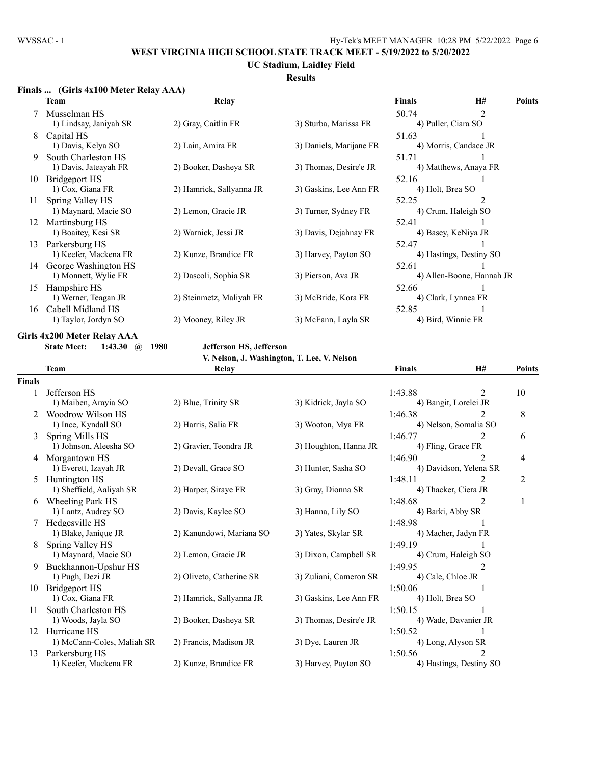## WEST VIRGINIA HIGH SCHOOL STATE TRACK MEET - 5/19/2022 to 5/20/2022

**UC Stadium, Laidley Field**

**Results**

### Finals ... (Girls 4x100 Meter Relay AAA)

| | Team | Relay | | | Finals | H# | Points |
|---|---|---|---|---|---|---|---|
| 7 | Musselman HS | | | | 50.74 | 2 | |
| | 1) Lindsay, Janiyah SR | 2) Gray, Caitlin FR | 3) Sturba, Marissa FR | 4) Puller, Ciara SO | | | |
| 8 | Capital HS | | | | 51.63 | 1 | |
| | 1) Davis, Kelya SO | 2) Lain, Amira FR | 3) Daniels, Marijane FR | 4) Morris, Candace JR | | | |
| 9 | South Charleston HS | | | | 51.71 | 1 | |
| | 1) Davis, Jateayah FR | 2) Booker, Dasheya SR | 3) Thomas, Desire'e JR | 4) Matthews, Anaya FR | | | |
| 10 | Bridgeport HS | | | | 52.16 | 1 | |
| | 1) Cox, Giana FR | 2) Hamrick, Sallyanna JR | 3) Gaskins, Lee Ann FR | 4) Holt, Brea SO | | | |
| 11 | Spring Valley HS | | | | 52.25 | 2 | |
| | 1) Maynard, Macie SO | 2) Lemon, Gracie JR | 3) Turner, Sydney FR | 4) Crum, Haleigh SO | | | |
| 12 | Martinsburg HS | | | | 52.41 | 1 | |
| | 1) Boaitey, Kesi SR | 2) Warnick, Jessi JR | 3) Davis, Dejahnay FR | 4) Basey, KeNiya JR | | | |
| 13 | Parkersburg HS | | | | 52.47 | 1 | |
| | 1) Keefer, Mackena FR | 2) Kunze, Brandice FR | 3) Harvey, Payton SO | 4) Hastings, Destiny SO | | | |
| 14 | George Washington HS | | | | 52.61 | 1 | |
| | 1) Monnett, Wylie FR | 2) Dascoli, Sophia SR | 3) Pierson, Ava JR | 4) Allen-Boone, Hannah JR | | | |
| 15 | Hampshire HS | | | | 52.66 | 1 | |
| | 1) Werner, Teagan JR | 2) Steinmetz, Maliyah FR | 3) McBride, Kora FR | 4) Clark, Lynnea FR | | | |
| 16 | Cabell Midland HS | | | | 52.85 | 1 | |
| | 1) Taylor, Jordyn SO | 2) Mooney, Riley JR | 3) McFann, Layla SR | 4) Bird, Winnie FR | | | |

### Girls 4x200 Meter Relay AAA

**State Meet: 1:43.30 @ 1980 Jefferson HS, Jefferson**
**V. Nelson, J. Washington, T. Lee, V. Nelson**

| | Team | Relay | | | Finals | H# | Points |
|---|---|---|---|---|---|---|---|
| **Finals** | | | | | | | |
| 1 | Jefferson HS | | | | 1:43.88 | 2 | 10 |
| | 1) Maiben, Arayia SO | 2) Blue, Trinity SR | 3) Kidrick, Jayla SO | 4) Bangit, Lorelei JR | | | |
| 2 | Woodrow Wilson HS | | | | 1:46.38 | 2 | 8 |
| | 1) Ince, Kyndall SO | 2) Harris, Salia FR | 3) Wooton, Mya FR | 4) Nelson, Somalia SO | | | |
| 3 | Spring Mills HS | | | | 1:46.77 | 2 | 6 |
| | 1) Johnson, Aleesha SO | 2) Gravier, Teondra JR | 3) Houghton, Hanna JR | 4) Fling, Grace FR | | | |
| 4 | Morgantown HS | | | | 1:46.90 | 2 | 4 |
| | 1) Everett, Izayah JR | 2) Devall, Grace SO | 3) Hunter, Sasha SO | 4) Davidson, Yelena SR | | | |
| 5 | Huntington HS | | | | 1:48.11 | 2 | 2 |
| | 1) Sheffield, Aaliyah SR | 2) Harper, Siraye FR | 3) Gray, Dionna SR | 4) Thacker, Ciera JR | | | |
| 6 | Wheeling Park HS | | | | 1:48.68 | 2 | 1 |
| | 1) Lantz, Audrey SO | 2) Davis, Kaylee SO | 3) Hanna, Lily SO | 4) Barki, Abby SR | | | |
| 7 | Hedgesville HS | | | | 1:48.98 | 1 | |
| | 1) Blake, Janique JR | 2) Kanundowi, Mariana SO | 3) Yates, Skylar SR | 4) Macher, Jadyn FR | | | |
| 8 | Spring Valley HS | | | | 1:49.19 | 1 | |
| | 1) Maynard, Macie SO | 2) Lemon, Gracie JR | 3) Dixon, Campbell SR | 4) Crum, Haleigh SO | | | |
| 9 | Buckhannon-Upshur HS | | | | 1:49.95 | 2 | |
| | 1) Pugh, Dezi JR | 2) Oliveto, Catherine SR | 3) Zuliani, Cameron SR | 4) Cale, Chloe JR | | | |
| 10 | Bridgeport HS | | | | 1:50.06 | 1 | |
| | 1) Cox, Giana FR | 2) Hamrick, Sallyanna JR | 3) Gaskins, Lee Ann FR | 4) Holt, Brea SO | | | |
| 11 | South Charleston HS | | | | 1:50.15 | 1 | |
| | 1) Woods, Jayla SO | 2) Booker, Dasheya SR | 3) Thomas, Desire'e JR | 4) Wade, Davanier JR | | | |
| 12 | Hurricane HS | | | | 1:50.52 | 1 | |
| | 1) McCann-Coles, Maliah SR | 2) Francis, Madison JR | 3) Dye, Lauren JR | 4) Long, Alyson SR | | | |
| 13 | Parkersburg HS | | | | 1:50.56 | 2 | |
| | 1) Keefer, Mackena FR | 2) Kunze, Brandice FR | 3) Harvey, Payton SO | 4) Hastings, Destiny SO | | | |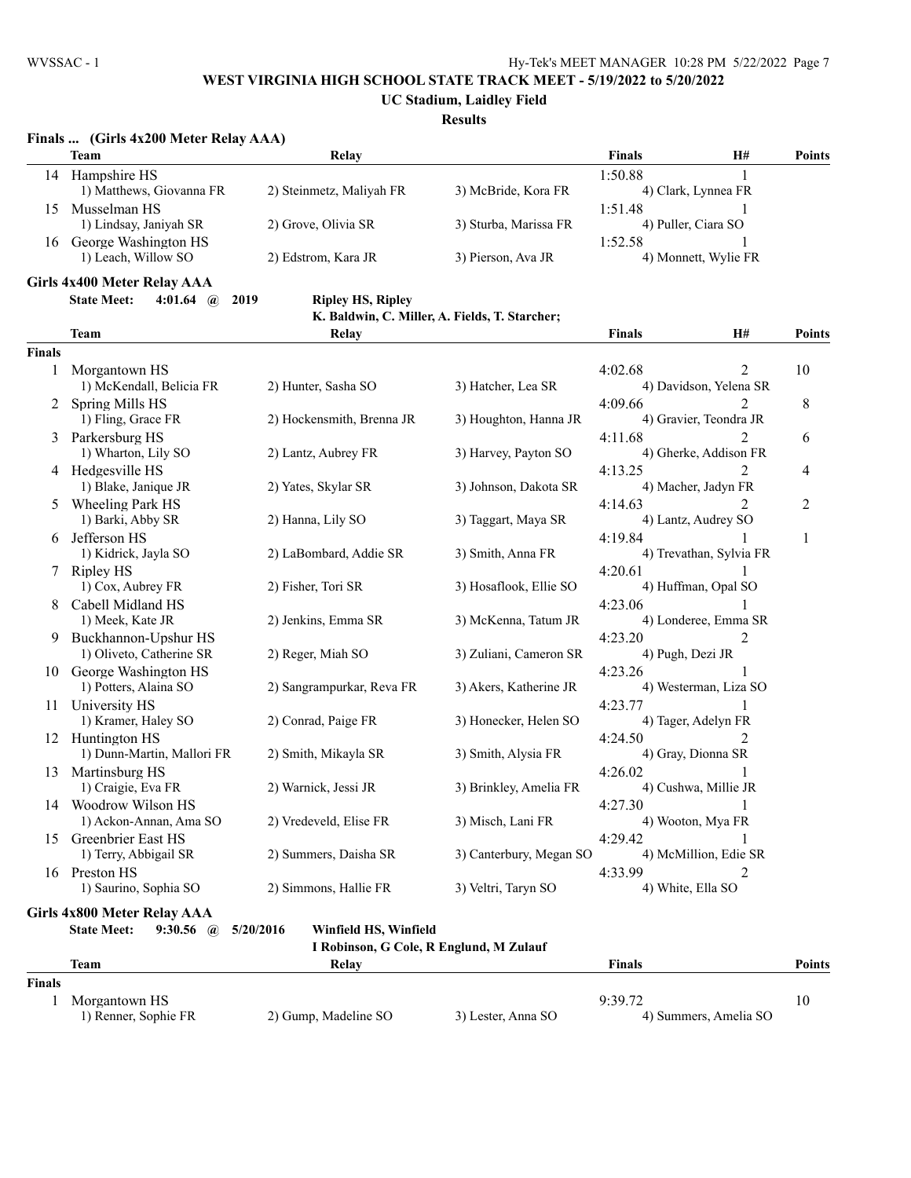# WEST VIRGINIA HIGH SCHOOL STATE TRACK MEET - 5/19/2022 to 5/20/2022

## UC Stadium, Laidley Field

### Results

**Finals ... (Girls 4x200 Meter Relay AAA)**

| | Team | Relay | | Finals | H# | Points |
|---|---|---|---|---|---|---|
| 14 | Hampshire HS | | | 1:50.88 | 1 | |
| | 1) Matthews, Giovanna FR | 2) Steinmetz, Maliyah FR | 3) McBride, Kora FR | 4) Clark, Lynnea FR | | |
| 15 | Musselman HS | | | 1:51.48 | 1 | |
| | 1) Lindsay, Janiyah SR | 2) Grove, Olivia SR | 3) Sturba, Marissa FR | 4) Puller, Ciara SO | | |
| 16 | George Washington HS | | | 1:52.58 | 1 | |
| | 1) Leach, Willow SO | 2) Edstrom, Kara JR | 3) Pierson, Ava JR | 4) Monnett, Wylie FR | | |

**Girls 4x400 Meter Relay AAA**

**State Meet: 4:01.64 @ 2019 Ripley HS, Ripley**
**K. Baldwin, C. Miller, A. Fields, T. Starcher;**

| | Team | Relay | | Finals | H# | Points |
|---|---|---|---|---|---|---|
| **Finals** | | | | | | |
| 1 | Morgantown HS | | | 4:02.68 | 2 | 10 |
| | 1) McKendall, Belicia FR | 2) Hunter, Sasha SO | 3) Hatcher, Lea SR | 4) Davidson, Yelena SR | | |
| 2 | Spring Mills HS | | | 4:09.66 | 2 | 8 |
| | 1) Fling, Grace FR | 2) Hockensmith, Brenna JR | 3) Houghton, Hanna JR | 4) Gravier, Teondra JR | | |
| 3 | Parkersburg HS | | | 4:11.68 | 2 | 6 |
| | 1) Wharton, Lily SO | 2) Lantz, Aubrey FR | 3) Harvey, Payton SO | 4) Gherke, Addison FR | | |
| 4 | Hedgesville HS | | | 4:13.25 | 2 | 4 |
| | 1) Blake, Janique JR | 2) Yates, Skylar SR | 3) Johnson, Dakota SR | 4) Macher, Jadyn FR | | |
| 5 | Wheeling Park HS | | | 4:14.63 | 2 | 2 |
| | 1) Barki, Abby SR | 2) Hanna, Lily SO | 3) Taggart, Maya SR | 4) Lantz, Audrey SO | | |
| 6 | Jefferson HS | | | 4:19.84 | 1 | 1 |
| | 1) Kidrick, Jayla SO | 2) LaBombard, Addie SR | 3) Smith, Anna FR | 4) Trevathan, Sylvia FR | | |
| 7 | Ripley HS | | | 4:20.61 | 1 | |
| | 1) Cox, Aubrey FR | 2) Fisher, Tori SR | 3) Hosaflook, Ellie SO | 4) Huffman, Opal SO | | |
| 8 | Cabell Midland HS | | | 4:23.06 | 1 | |
| | 1) Meek, Kate JR | 2) Jenkins, Emma SR | 3) McKenna, Tatum JR | 4) Londeree, Emma SR | | |
| 9 | Buckhannon-Upshur HS | | | 4:23.20 | 2 | |
| | 1) Oliveto, Catherine SR | 2) Reger, Miah SO | 3) Zuliani, Cameron SR | 4) Pugh, Dezi JR | | |
| 10 | George Washington HS | | | 4:23.26 | 1 | |
| | 1) Potters, Alaina SO | 2) Sangrampurkar, Reva FR | 3) Akers, Katherine JR | 4) Westerman, Liza SO | | |
| 11 | University HS | | | 4:23.77 | 1 | |
| | 1) Kramer, Haley SO | 2) Conrad, Paige FR | 3) Honecker, Helen SO | 4) Tager, Adelyn FR | | |
| 12 | Huntington HS | | | 4:24.50 | 2 | |
| | 1) Dunn-Martin, Mallori FR | 2) Smith, Mikayla SR | 3) Smith, Alysia FR | 4) Gray, Dionna SR | | |
| 13 | Martinsburg HS | | | 4:26.02 | 1 | |
| | 1) Craigie, Eva FR | 2) Warnick, Jessi JR | 3) Brinkley, Amelia FR | 4) Cushwa, Millie JR | | |
| 14 | Woodrow Wilson HS | | | 4:27.30 | 1 | |
| | 1) Ackon-Annan, Ama SO | 2) Vredeveld, Elise FR | 3) Misch, Lani FR | 4) Wooton, Mya FR | | |
| 15 | Greenbrier East HS | | | 4:29.42 | 1 | |
| | 1) Terry, Abbigail SR | 2) Summers, Daisha SR | 3) Canterbury, Megan SO | 4) McMillion, Edie SR | | |
| 16 | Preston HS | | | 4:33.99 | 2 | |
| | 1) Saurino, Sophia SO | 2) Simmons, Hallie FR | 3) Veltri, Taryn SO | 4) White, Ella SO | | |

**Girls 4x800 Meter Relay AAA**

**State Meet: 9:30.56 @ 5/20/2016 Winfield HS, Winfield**
**I Robinson, G Cole, R Englund, M Zulauf**

| | Team | Relay | | Finals | Points |
|---|---|---|---|---|---|
| **Finals** | | | | | |
| 1 | Morgantown HS | | | 9:39.72 | 10 |
| | 1) Renner, Sophie FR | 2) Gump, Madeline SO | 3) Lester, Anna SO | 4) Summers, Amelia SO | |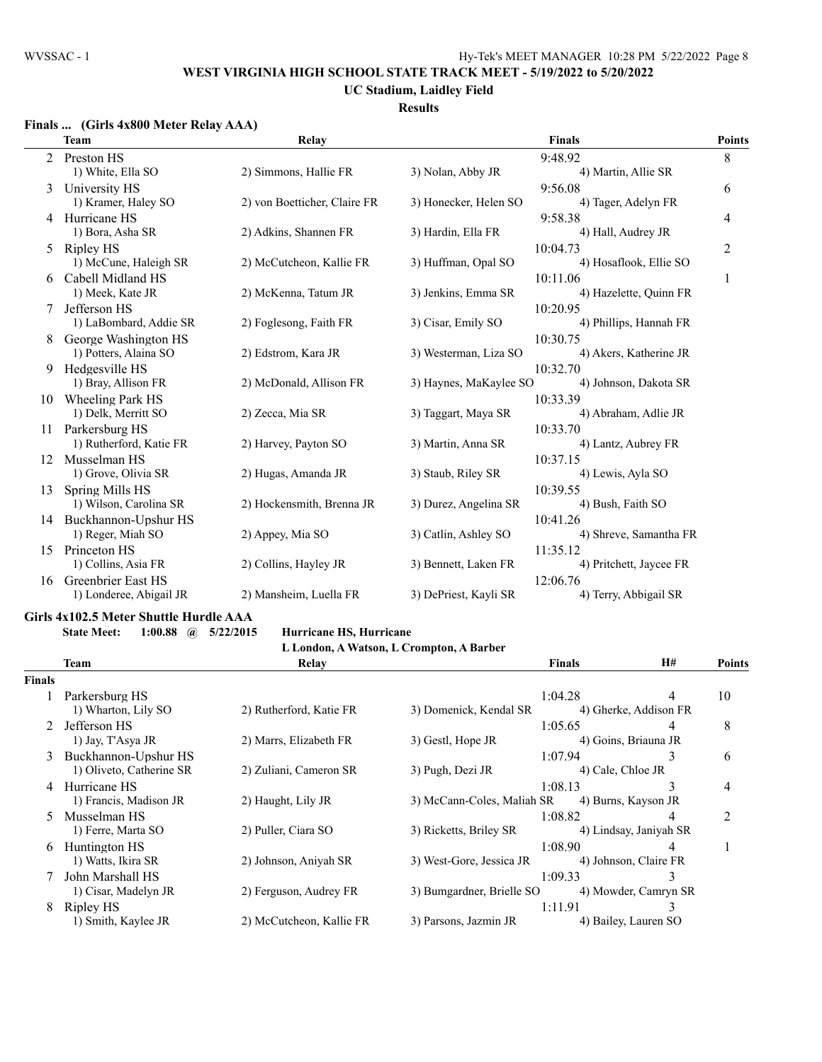# WEST VIRGINIA HIGH SCHOOL STATE TRACK MEET - 5/19/2022 to 5/20/2022

## UC Stadium, Laidley Field

### Results

**Finals ... (Girls 4x800 Meter Relay AAA)**

| | Team | Relay | | Finals | Points |
|---|---|---|---|---|---|
| 2 | Preston HS | | | 9:48.92 | 8 |
| | 1) White, Ella SO | 2) Simmons, Hallie FR | 3) Nolan, Abby JR | 4) Martin, Allie SR | |
| 3 | University HS | | | 9:56.08 | 6 |
| | 1) Kramer, Haley SO | 2) von Boetticher, Claire FR | 3) Honecker, Helen SO | 4) Tager, Adelyn FR | |
| 4 | Hurricane HS | | | 9:58.38 | 4 |
| | 1) Bora, Asha SR | 2) Adkins, Shannen FR | 3) Hardin, Ella FR | 4) Hall, Audrey JR | |
| 5 | Ripley HS | | | 10:04.73 | 2 |
| | 1) McCune, Haleigh SR | 2) McCutcheon, Kallie FR | 3) Huffman, Opal SO | 4) Hosaflook, Ellie SO | |
| 6 | Cabell Midland HS | | | 10:11.06 | 1 |
| | 1) Meek, Kate JR | 2) McKenna, Tatum JR | 3) Jenkins, Emma SR | 4) Hazelette, Quinn FR | |
| 7 | Jefferson HS | | | 10:20.95 | |
| | 1) LaBombard, Addie SR | 2) Foglesong, Faith FR | 3) Cisar, Emily SO | 4) Phillips, Hannah FR | |
| 8 | George Washington HS | | | 10:30.75 | |
| | 1) Potters, Alaina SO | 2) Edstrom, Kara JR | 3) Westerman, Liza SO | 4) Akers, Katherine JR | |
| 9 | Hedgesville HS | | | 10:32.70 | |
| | 1) Bray, Allison FR | 2) McDonald, Allison FR | 3) Haynes, MaKaylee SO | 4) Johnson, Dakota SR | |
| 10 | Wheeling Park HS | | | 10:33.39 | |
| | 1) Delk, Merritt SO | 2) Zecca, Mia SR | 3) Taggart, Maya SR | 4) Abraham, Adlie JR | |
| 11 | Parkersburg HS | | | 10:33.70 | |
| | 1) Rutherford, Katie FR | 2) Harvey, Payton SO | 3) Martin, Anna SR | 4) Lantz, Aubrey FR | |
| 12 | Musselman HS | | | 10:37.15 | |
| | 1) Grove, Olivia SR | 2) Hugas, Amanda JR | 3) Staub, Riley SR | 4) Lewis, Ayla SO | |
| 13 | Spring Mills HS | | | 10:39.55 | |
| | 1) Wilson, Carolina SR | 2) Hockensmith, Brenna JR | 3) Durez, Angelina SR | 4) Bush, Faith SO | |
| 14 | Buckhannon-Upshur HS | | | 10:41.26 | |
| | 1) Reger, Miah SO | 2) Appey, Mia SO | 3) Catlin, Ashley SO | 4) Shreve, Samantha FR | |
| 15 | Princeton HS | | | 11:35.12 | |
| | 1) Collins, Asia FR | 2) Collins, Hayley JR | 3) Bennett, Laken FR | 4) Pritchett, Jaycee FR | |
| 16 | Greenbrier East HS | | | 12:06.76 | |
| | 1) Londeree, Abigail JR | 2) Mansheim, Luella FR | 3) DePriest, Kayli SR | 4) Terry, Abbigail SR | |

**Girls 4x102.5 Meter Shuttle Hurdle AAA**

**State Meet: 1:00.88 @ 5/22/2015 Hurricane HS, Hurricane**
**L London, A Watson, L Crompton, A Barber**

| | Team | Relay | | Finals | H# | Points |
|---|---|---|---|---|---|---|
| **Finals** | | | | | | |
| 1 | Parkersburg HS | | | 1:04.28 | 4 | 10 |
| | 1) Wharton, Lily SO | 2) Rutherford, Katie FR | 3) Domenick, Kendal SR | 4) Gherke, Addison FR | | |
| 2 | Jefferson HS | | | 1:05.65 | 4 | 8 |
| | 1) Jay, T'Asya JR | 2) Marrs, Elizabeth FR | 3) Gestl, Hope JR | 4) Goins, Briauna JR | | |
| 3 | Buckhannon-Upshur HS | | | 1:07.94 | 3 | 6 |
| | 1) Oliveto, Catherine SR | 2) Zuliani, Cameron SR | 3) Pugh, Dezi JR | 4) Cale, Chloe JR | | |
| 4 | Hurricane HS | | | 1:08.13 | 3 | 4 |
| | 1) Francis, Madison JR | 2) Haught, Lily JR | 3) McCann-Coles, Maliah SR | 4) Burns, Kayson JR | | |
| 5 | Musselman HS | | | 1:08.82 | 4 | 2 |
| | 1) Ferre, Marta SO | 2) Puller, Ciara SO | 3) Ricketts, Briley SR | 4) Lindsay, Janiyah SR | | |
| 6 | Huntington HS | | | 1:08.90 | 4 | 1 |
| | 1) Watts, Ikira SR | 2) Johnson, Aniyah SR | 3) West-Gore, Jessica JR | 4) Johnson, Claire FR | | |
| 7 | John Marshall HS | | | 1:09.33 | 3 | |
| | 1) Cisar, Madelyn JR | 2) Ferguson, Audrey FR | 3) Bumgardner, Brielle SO | 4) Mowder, Camryn SR | | |
| 8 | Ripley HS | | | 1:11.91 | 3 | |
| | 1) Smith, Kaylee JR | 2) McCutcheon, Kallie FR | 3) Parsons, Jazmin JR | 4) Bailey, Lauren SO | | |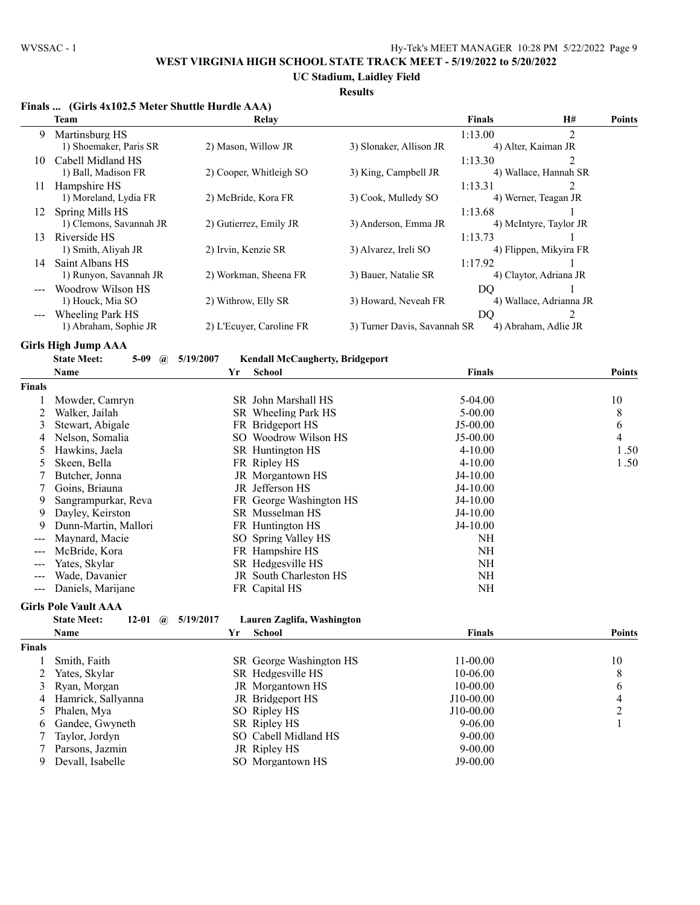# WEST VIRGINIA HIGH SCHOOL STATE TRACK MEET - 5/19/2022 to 5/20/2022

## UC Stadium, Laidley Field

### Results

**Finals ... (Girls 4x102.5 Meter Shuttle Hurdle AAA)**

| | Team | Relay | | Finals | H# | Points |
|---|---|---|---|---|---|---|
| 9 | Martinsburg HS | | | 1:13.00 | 2 | |
| | 1) Shoemaker, Paris SR | 2) Mason, Willow JR | 3) Slonaker, Allison JR | 4) Alter, Kaiman JR | | |
| 10 | Cabell Midland HS | | | 1:13.30 | 2 | |
| | 1) Ball, Madison FR | 2) Cooper, Whitleigh SO | 3) King, Campbell JR | 4) Wallace, Hannah SR | | |
| 11 | Hampshire HS | | | 1:13.31 | 2 | |
| | 1) Moreland, Lydia FR | 2) McBride, Kora FR | 3) Cook, Mulledy SO | 4) Werner, Teagan JR | | |
| 12 | Spring Mills HS | | | 1:13.68 | 1 | |
| | 1) Clemons, Savannah JR | 2) Gutierrez, Emily JR | 3) Anderson, Emma JR | 4) McIntyre, Taylor JR | | |
| 13 | Riverside HS | | | 1:13.73 | 1 | |
| | 1) Smith, Aliyah JR | 2) Irvin, Kenzie SR | 3) Alvarez, Ireli SO | 4) Flippen, Mikyira FR | | |
| 14 | Saint Albans HS | | | 1:17.92 | 1 | |
| | 1) Runyon, Savannah JR | 2) Workman, Sheena FR | 3) Bauer, Natalie SR | 4) Claytor, Adriana JR | | |
| --- | Woodrow Wilson HS | | | DQ | 1 | |
| | 1) Houck, Mia SO | 2) Withrow, Elly SR | 3) Howard, Neveah FR | 4) Wallace, Adrianna JR | | |
| --- | Wheeling Park HS | | | DQ | 2 | |
| | 1) Abraham, Sophie JR | 2) L'Ecuyer, Caroline FR | 3) Turner Davis, Savannah SR | 4) Abraham, Adlie JR | | |

**Girls High Jump AAA**

State Meet: 5-09 @ 5/19/2007 Kendall McCaugherty, Bridgeport

| | Name | Yr | School | Finals | Points |
|---|---|---|---|---|---|
| **Finals** | | | | | |
| 1 | Mowder, Camryn | SR | John Marshall HS | 5-04.00 | 10 |
| 2 | Walker, Jailah | SR | Wheeling Park HS | 5-00.00 | 8 |
| 3 | Stewart, Abigale | FR | Bridgeport HS | J5-00.00 | 6 |
| 4 | Nelson, Somalia | SO | Woodrow Wilson HS | J5-00.00 | 4 |
| 5 | Hawkins, Jaela | SR | Huntington HS | 4-10.00 | 1.50 |
| 5 | Skeen, Bella | FR | Ripley HS | 4-10.00 | 1.50 |
| 7 | Butcher, Jonna | JR | Morgantown HS | J4-10.00 | |
| 7 | Goins, Briauna | JR | Jefferson HS | J4-10.00 | |
| 9 | Sangrampurkar, Reva | FR | George Washington HS | J4-10.00 | |
| 9 | Dayley, Keirston | SR | Musselman HS | J4-10.00 | |
| 9 | Dunn-Martin, Mallori | FR | Huntington HS | J4-10.00 | |
| --- | Maynard, Macie | SO | Spring Valley HS | NH | |
| --- | McBride, Kora | FR | Hampshire HS | NH | |
| --- | Yates, Skylar | SR | Hedgesville HS | NH | |
| --- | Wade, Davanier | JR | South Charleston HS | NH | |
| --- | Daniels, Marijane | FR | Capital HS | NH | |

**Girls Pole Vault AAA**

State Meet: 12-01 @ 5/19/2017 Lauren Zaglifa, Washington

| | Name | Yr | School | Finals | Points |
|---|---|---|---|---|---|
| **Finals** | | | | | |
| 1 | Smith, Faith | SR | George Washington HS | 11-00.00 | 10 |
| 2 | Yates, Skylar | SR | Hedgesville HS | 10-06.00 | 8 |
| 3 | Ryan, Morgan | JR | Morgantown HS | 10-00.00 | 6 |
| 4 | Hamrick, Sallyanna | JR | Bridgeport HS | J10-00.00 | 4 |
| 5 | Phalen, Mya | SO | Ripley HS | J10-00.00 | 2 |
| 6 | Gandee, Gwyneth | SR | Ripley HS | 9-06.00 | 1 |
| 7 | Taylor, Jordyn | SO | Cabell Midland HS | 9-00.00 | |
| 7 | Parsons, Jazmin | JR | Ripley HS | 9-00.00 | |
| 9 | Devall, Isabelle | SO | Morgantown HS | J9-00.00 | |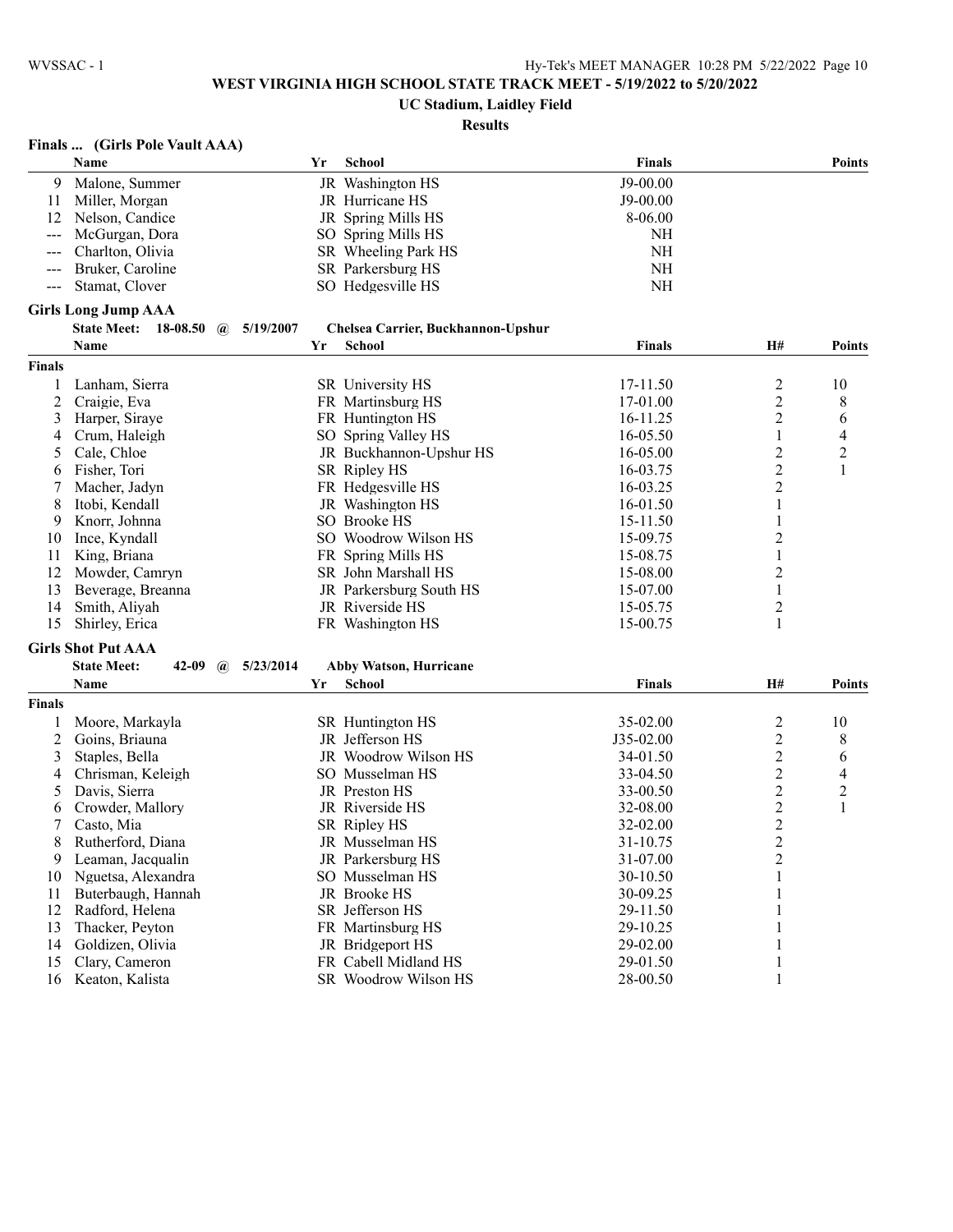# WEST VIRGINIA HIGH SCHOOL STATE TRACK MEET - 5/19/2022 to 5/20/2022

## UC Stadium, Laidley Field

### Results

**Finals ... (Girls Pole Vault AAA)**

| | Name | Yr | School | Finals | Points |
|---|---|---|---|---|---|
| 9 | Malone, Summer | JR | Washington HS | J9-00.00 | |
| 11 | Miller, Morgan | JR | Hurricane HS | J9-00.00 | |
| 12 | Nelson, Candice | JR | Spring Mills HS | 8-06.00 | |
| --- | McGurgan, Dora | SO | Spring Mills HS | NH | |
| --- | Charlton, Olivia | SR | Wheeling Park HS | NH | |
| --- | Bruker, Caroline | SR | Parkersburg HS | NH | |
| --- | Stamat, Clover | SO | Hedgesville HS | NH | |

**Girls Long Jump AAA**

State Meet: 18-08.50 @ 5/19/2007 Chelsea Carrier, Buckhannon-Upshur

| | Name | Yr | School | Finals | H# | Points |
|---|---|---|---|---|---|---|
| **Finals** | | | | | | |
| 1 | Lanham, Sierra | SR | University HS | 17-11.50 | 2 | 10 |
| 2 | Craigie, Eva | FR | Martinsburg HS | 17-01.00 | 2 | 8 |
| 3 | Harper, Siraye | FR | Huntington HS | 16-11.25 | 2 | 6 |
| 4 | Crum, Haleigh | SO | Spring Valley HS | 16-05.50 | 1 | 4 |
| 5 | Cale, Chloe | JR | Buckhannon-Upshur HS | 16-05.00 | 2 | 2 |
| 6 | Fisher, Tori | SR | Ripley HS | 16-03.75 | 2 | 1 |
| 7 | Macher, Jadyn | FR | Hedgesville HS | 16-03.25 | 2 | |
| 8 | Itobi, Kendall | JR | Washington HS | 16-01.50 | 1 | |
| 9 | Knorr, Johnna | SO | Brooke HS | 15-11.50 | 1 | |
| 10 | Ince, Kyndall | SO | Woodrow Wilson HS | 15-09.75 | 2 | |
| 11 | King, Briana | FR | Spring Mills HS | 15-08.75 | 1 | |
| 12 | Mowder, Camryn | SR | John Marshall HS | 15-08.00 | 2 | |
| 13 | Beverage, Breanna | JR | Parkersburg South HS | 15-07.00 | 1 | |
| 14 | Smith, Aliyah | JR | Riverside HS | 15-05.75 | 2 | |
| 15 | Shirley, Erica | FR | Washington HS | 15-00.75 | 1 | |

**Girls Shot Put AAA**

State Meet: 42-09 @ 5/23/2014 Abby Watson, Hurricane

| | Name | Yr | School | Finals | H# | Points |
|---|---|---|---|---|---|---|
| **Finals** | | | | | | |
| 1 | Moore, Markayla | SR | Huntington HS | 35-02.00 | 2 | 10 |
| 2 | Goins, Briauna | JR | Jefferson HS | J35-02.00 | 2 | 8 |
| 3 | Staples, Bella | JR | Woodrow Wilson HS | 34-01.50 | 2 | 6 |
| 4 | Chrisman, Keleigh | SO | Musselman HS | 33-04.50 | 2 | 4 |
| 5 | Davis, Sierra | JR | Preston HS | 33-00.50 | 2 | 2 |
| 6 | Crowder, Mallory | JR | Riverside HS | 32-08.00 | 2 | 1 |
| 7 | Casto, Mia | SR | Ripley HS | 32-02.00 | 2 | |
| 8 | Rutherford, Diana | JR | Musselman HS | 31-10.75 | 2 | |
| 9 | Leaman, Jacqualin | JR | Parkersburg HS | 31-07.00 | 2 | |
| 10 | Nguetsa, Alexandra | SO | Musselman HS | 30-10.50 | 1 | |
| 11 | Buterbaugh, Hannah | JR | Brooke HS | 30-09.25 | 1 | |
| 12 | Radford, Helena | SR | Jefferson HS | 29-11.50 | 1 | |
| 13 | Thacker, Peyton | FR | Martinsburg HS | 29-10.25 | 1 | |
| 14 | Goldizen, Olivia | JR | Bridgeport HS | 29-02.00 | 1 | |
| 15 | Clary, Cameron | FR | Cabell Midland HS | 29-01.50 | 1 | |
| 16 | Keaton, Kalista | SR | Woodrow Wilson HS | 28-00.50 | 1 | |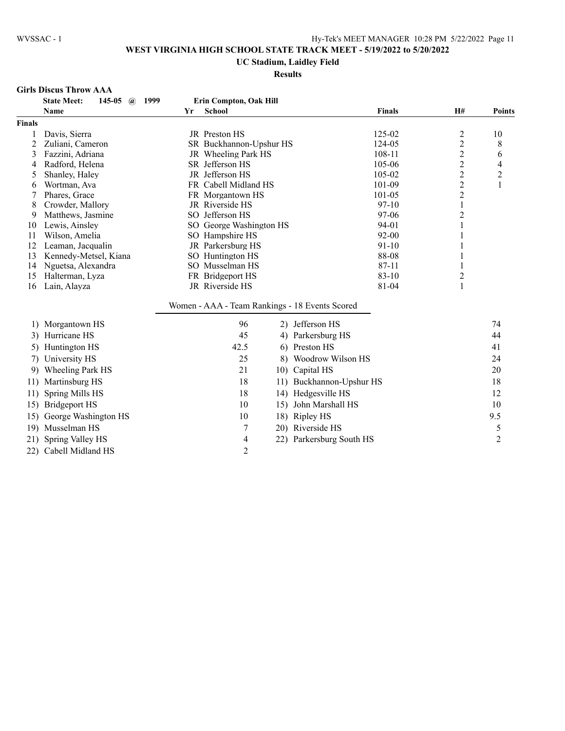**WEST VIRGINIA HIGH SCHOOL STATE TRACK MEET - 5/19/2022 to 5/20/2022**

**UC Stadium, Laidley Field**

**Results**

### Girls Discus Throw AAA

**State Meet:** 145-05 @ 1999 Erin Compton, Oak Hill

| | Name | Yr | School | Finals | H# | Points |
|---|---|---|---|---|---|---|
| **Finals** | | | | | | |
| 1 | Davis, Sierra | JR | Preston HS | 125-02 | 2 | 10 |
| 2 | Zuliani, Cameron | SR | Buckhannon-Upshur HS | 124-05 | 2 | 8 |
| 3 | Fazzini, Adriana | JR | Wheeling Park HS | 108-11 | 2 | 6 |
| 4 | Radford, Helena | SR | Jefferson HS | 105-06 | 2 | 4 |
| 5 | Shanley, Haley | JR | Jefferson HS | 105-02 | 2 | 2 |
| 6 | Wortman, Ava | FR | Cabell Midland HS | 101-09 | 2 | 1 |
| 7 | Phares, Grace | FR | Morgantown HS | 101-05 | 2 | |
| 8 | Crowder, Mallory | JR | Riverside HS | 97-10 | 1 | |
| 9 | Matthews, Jasmine | SO | Jefferson HS | 97-06 | 2 | |
| 10 | Lewis, Ainsley | SO | George Washington HS | 94-01 | 1 | |
| 11 | Wilson, Amelia | SO | Hampshire HS | 92-00 | 1 | |
| 12 | Leaman, Jacqualin | JR | Parkersburg HS | 91-10 | 1 | |
| 13 | Kennedy-Metsel, Kiana | SO | Huntington HS | 88-08 | 1 | |
| 14 | Nguetsa, Alexandra | SO | Musselman HS | 87-11 | 1 | |
| 15 | Halterman, Lyza | FR | Bridgeport HS | 83-10 | 2 | |
| 16 | Lain, Alayza | JR | Riverside HS | 81-04 | 1 | |

### Women - AAA - Team Rankings - 18 Events Scored

| | | | | | |
|---|---|---|---|---|---|
| 1) | Morgantown HS | 96 | 2) | Jefferson HS | 74 |
| 3) | Hurricane HS | 45 | 4) | Parkersburg HS | 44 |
| 5) | Huntington HS | 42.5 | 6) | Preston HS | 41 |
| 7) | University HS | 25 | 8) | Woodrow Wilson HS | 24 |
| 9) | Wheeling Park HS | 21 | 10) | Capital HS | 20 |
| 11) | Martinsburg HS | 18 | 11) | Buckhannon-Upshur HS | 18 |
| 11) | Spring Mills HS | 18 | 14) | Hedgesville HS | 12 |
| 15) | Bridgeport HS | 10 | 15) | John Marshall HS | 10 |
| 15) | George Washington HS | 10 | 18) | Ripley HS | 9.5 |
| 19) | Musselman HS | 7 | 20) | Riverside HS | 5 |
| 21) | Spring Valley HS | 4 | 22) | Parkersburg South HS | 2 |
| 22) | Cabell Midland HS | 2 | | | |